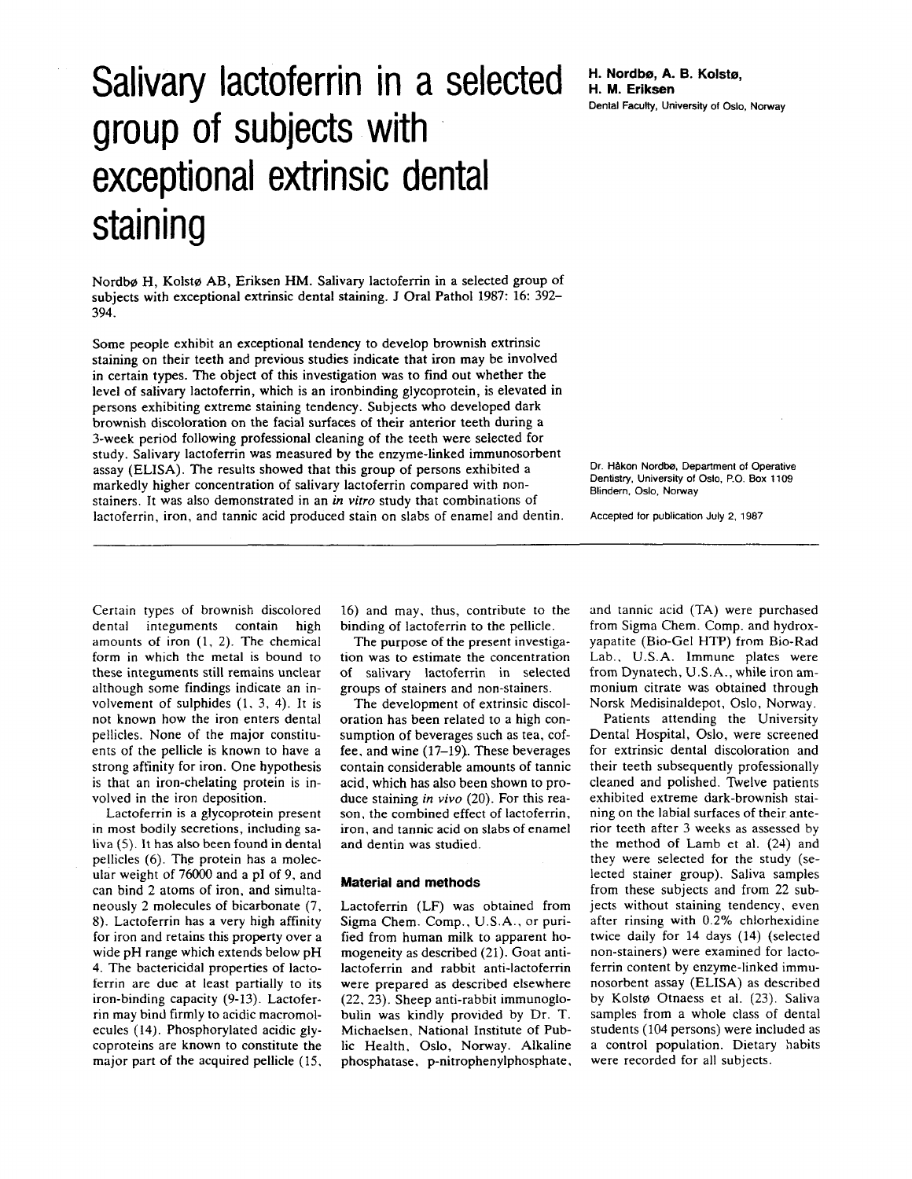# Salivary lactoferrin in a selected group of subjects with exceptional extrinsic dental staining

**H. Nordbø, A. B. Kolstø, H. M. Eriksen**
Dental Faculty, University of Oslo, Norway

Nordbø H, Kolstø AB, Eriksen HM. Salivary lactoferrin in a selected group of subjects with exceptional extrinsic dental staining. J Oral Pathol 1987: 16: 392–394.

Some people exhibit an exceptional tendency to develop brownish extrinsic staining on their teeth and previous studies indicate that iron may be involved in certain types. The object of this investigation was to find out whether the level of salivary lactoferrin, which is an ironbinding glycoprotein, is elevated in persons exhibiting extreme staining tendency. Subjects who developed dark brownish discoloration on the facial surfaces of their anterior teeth during a 3-week period following professional cleaning of the teeth were selected for study. Salivary lactoferrin was measured by the enzyme-linked immunosorbent assay (ELISA). The results showed that this group of persons exhibited a markedly higher concentration of salivary lactoferrin compared with non-stainers. It was also demonstrated in an *in vitro* study that combinations of lactoferrin, iron, and tannic acid produced stain on slabs of enamel and dentin.

Dr. Håkon Nordbø, Department of Operative Dentistry, University of Oslo, P.O. Box 1109 Blindern, Oslo, Norway

Accepted for publication July 2, 1987

Certain types of brownish discolored dental integuments contain high amounts of iron (1, 2). The chemical form in which the metal is bound to these integuments still remains unclear although some findings indicate an involvement of sulphides (1, 3, 4). It is not known how the iron enters dental pellicles. None of the major constituents of the pellicle is known to have a strong affinity for iron. One hypothesis is that an iron-chelating protein is involved in the iron deposition.

Lactoferrin is a glycoprotein present in most bodily secretions, including saliva (5). It has also been found in dental pellicles (6). The protein has a molecular weight of 76000 and a pI of 9, and can bind 2 atoms of iron, and simultaneously 2 molecules of bicarbonate (7, 8). Lactoferrin has a very high affinity for iron and retains this property over a wide pH range which extends below pH 4. The bactericidal properties of lactoferrin are due at least partially to its iron-binding capacity (9-13). Lactoferrin may bind firmly to acidic macromolecules (14). Phosphorylated acidic glycoproteins are known to constitute the major part of the acquired pellicle (15, 16) and may, thus, contribute to the binding of lactoferrin to the pellicle.

The purpose of the present investigation was to estimate the concentration of salivary lactoferrin in selected groups of stainers and non-stainers.

The development of extrinsic discoloration has been related to a high consumption of beverages such as tea, coffee, and wine (17–19). These beverages contain considerable amounts of tannic acid, which has also been shown to produce staining *in vivo* (20). For this reason, the combined effect of lactoferrin, iron, and tannic acid on slabs of enamel and dentin was studied.

## Material and methods

Lactoferrin (LF) was obtained from Sigma Chem. Comp., U.S.A., or purified from human milk to apparent homogeneity as described (21). Goat anti-lactoferrin and rabbit anti-lactoferrin were prepared as described elsewhere (22, 23). Sheep anti-rabbit immunoglobulin was kindly provided by Dr. T. Michaelsen, National Institute of Public Health, Oslo, Norway. Alkaline phosphatase, p-nitrophenylphosphate, and tannic acid (TA) were purchased from Sigma Chem. Comp. and hydroxyapatite (Bio-Gel HTP) from Bio-Rad Lab., U.S.A. Immune plates were from Dynatech, U.S.A., while iron ammonium citrate was obtained through Norsk Medisinaldepot, Oslo, Norway.

Patients attending the University Dental Hospital, Oslo, were screened for extrinsic dental discoloration and their teeth subsequently professionally cleaned and polished. Twelve patients exhibited extreme dark-brownish staining on the labial surfaces of their anterior teeth after 3 weeks as assessed by the method of Lamb et al. (24) and they were selected for the study (selected stainer group). Saliva samples from these subjects and from 22 subjects without staining tendency, even after rinsing with 0.2% chlorhexidine twice daily for 14 days (14) (selected non-stainers) were examined for lactoferrin content by enzyme-linked immunosorbent assay (ELISA) as described by Kolstø Otnaess et al. (23). Saliva samples from a whole class of dental students (104 persons) were included as a control population. Dietary habits were recorded for all subjects.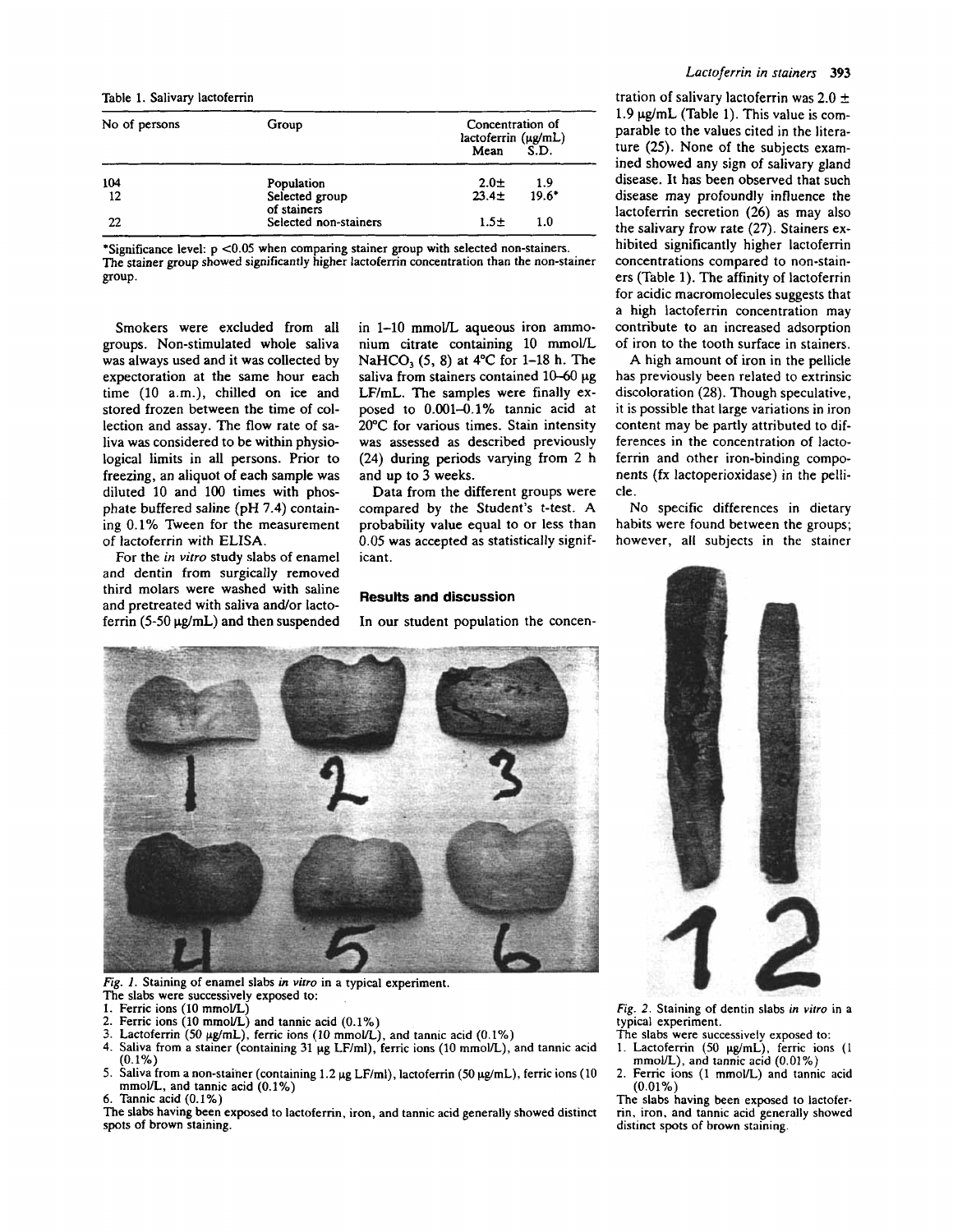Table 1. Salivary lactoferrin

| No of persons | Group | Concentration of lactoferrin (μg/mL) Mean | S.D. |
|---|---|---|---|
| 104 | Population | 2.0± | 1.9 |
| 12 | Selected group of stainers | 23.4± | 19.6* |
| 22 | Selected non-stainers | 1.5± | 1.0 |

*Significance level: $p < 0.05$ when comparing stainer group with selected non-stainers. The stainer group showed significantly higher lactoferrin concentration than the non-stainer group.

Smokers were excluded from all groups. Non-stimulated whole saliva was always used and it was collected by expectoration at the same hour each time (10 a.m.), chilled on ice and stored frozen between the time of collection and assay. The flow rate of saliva was considered to be within physiological limits in all persons. Prior to freezing, an aliquot of each sample was diluted 10 and 100 times with phosphate buffered saline (pH 7.4) containing 0.1% Tween for the measurement of lactoferrin with ELISA.

For the *in vitro* study slabs of enamel and dentin from surgically removed third molars were washed with saline and pretreated with saliva and/or lactoferrin (5-50 μg/mL) and then suspended in 1–10 mmol/L aqueous iron ammonium citrate containing 10 mmol/L $NaHCO_3$ (5, 8) at 4°C for 1–18 h. The saliva from stainers contained 10–60 μg LF/mL. The samples were finally exposed to 0.001–0.1% tannic acid at 20°C for various times. Stain intensity was assessed as described previously (24) during periods varying from 2 h and up to 3 weeks.

Data from the different groups were compared by the Student's t-test. A probability value equal to or less than 0.05 was accepted as statistically significant.

## Results and discussion

In our student population the concentration of salivary lactoferrin was 2.0 ± 1.9 μg/mL (Table 1). This value is comparable to the values cited in the literature (25). None of the subjects examined showed any sign of salivary gland disease. It has been observed that such disease may profoundly influence the lactoferrin secretion (26) as may also the salivary frow rate (27). Stainers exhibited significantly higher lactoferrin concentrations compared to non-stainers (Table 1). The affinity of lactoferrin for acidic macromolecules suggests that a high lactoferrin concentration may contribute to an increased adsorption of iron to the tooth surface in stainers.

A high amount of iron in the pellicle has previously been related to extrinsic discoloration (28). Though speculative, it is possible that large variations in iron content may be partly attributed to differences in the concentration of lactoferrin and other iron-binding components (fx lactoperioxidase) in the pellicle.

No specific differences in dietary habits were found between the groups; however, all subjects in the stainer

*Fig. 1.* Staining of enamel slabs *in vitro* in a typical experiment.
The slabs were successively exposed to:
1. Ferric ions (10 mmol/L)
2. Ferric ions (10 mmol/L) and tannic acid (0.1%)
3. Lactoferrin (50 μg/mL), ferric ions (10 mmol/L), and tannic acid (0.1%)
4. Saliva from a stainer (containing 31 μg LF/ml), ferric ions (10 mmol/L), and tannic acid (0.1%)
5. Saliva from a non-stainer (containing 1.2 μg LF/ml), lactoferrin (50 μg/mL), ferric ions (10 mmol/L, and tannic acid (0.1%)
6. Tannic acid (0.1%)

The slabs having been exposed to lactoferrin, iron, and tannic acid generally showed distinct spots of brown staining.

*Fig. 2.* Staining of dentin slabs *in vitro* in a typical experiment.
The slabs were successively exposed to:
1. Lactoferrin (50 μg/mL), ferric ions (1 mmol/L), and tannic acid (0.01%)
2. Ferric ions (1 mmol/L) and tannic acid (0.01%)

The slabs having been exposed to lactoferrin, iron, and tannic acid generally showed distinct spots of brown staining.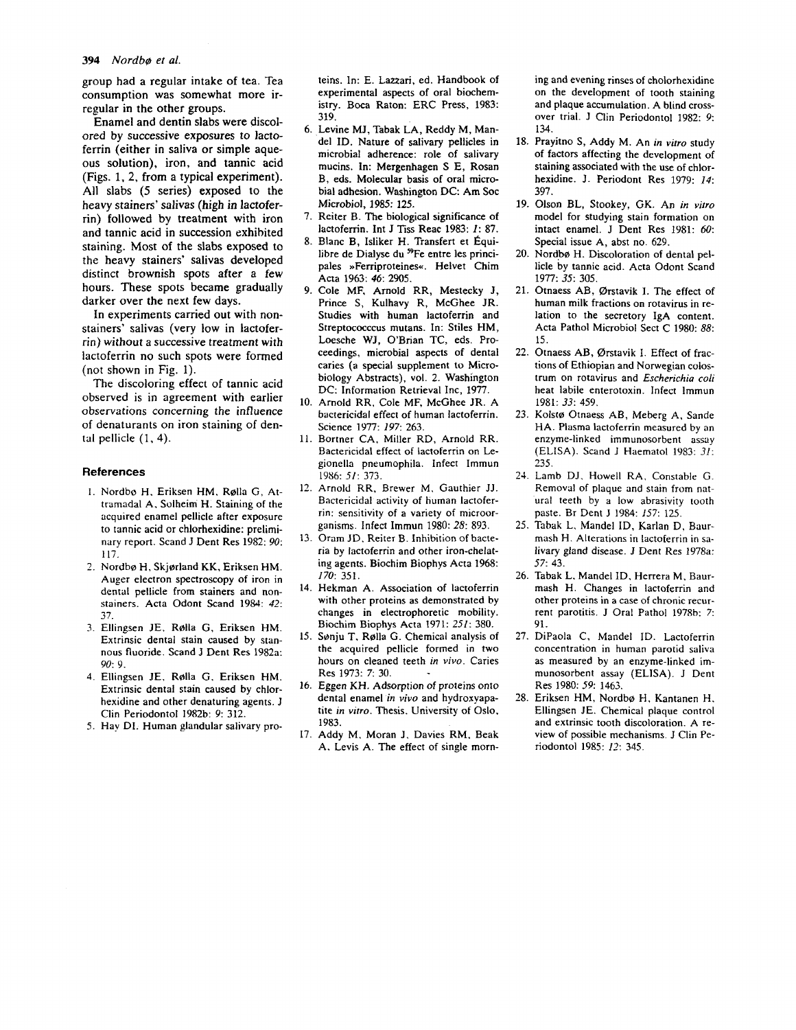group had a regular intake of tea. Tea consumption was somewhat more irregular in the other groups.

Enamel and dentin slabs were discolored by successive exposures to lactoferrin (either in saliva or simple aqueous solution), iron, and tannic acid (Figs. 1, 2, from a typical experiment). All slabs (5 series) exposed to the heavy stainers' salivas (high in lactoferrin) followed by treatment with iron and tannic acid in succession exhibited staining. Most of the slabs exposed to the heavy stainers' salivas developed distinct brownish spots after a few hours. These spots became gradually darker over the next few days.

In experiments carried out with nonstainers' salivas (very low in lactoferrin) without a successive treatment with lactoferrin no such spots were formed (not shown in Fig. 1).

The discoloring effect of tannic acid observed is in agreement with earlier observations concerning the influence of denaturants on iron staining of dental pellicle (1, 4).

## References

1. Nordbø H, Eriksen HM, Rølla G, Attramadal A, Solheim H. Staining of the acquired enamel pellicle after exposure to tannic acid or chlorhexidine: preliminary report. Scand J Dent Res 1982: *90*: 117.
2. Nordbø H, Skjørland KK, Eriksen HM. Auger electron spectroscopy of iron in dental pellicle from stainers and nonstainers. Acta Odont Scand 1984: *42*: 37.
3. Ellingsen JE, Rølla G, Eriksen HM. Extrinsic dental stain caused by stannous fluoride. Scand J Dent Res 1982a: *90*: 9.
4. Ellingsen JE, Rølla G, Eriksen HM. Extrinsic dental stain caused by chlorhexidine and other denaturing agents. J Clin Periodontol 1982b: *9*: 312.
5. Hay DI. Human glandular salivary proteins. In: E. Lazzari, ed. Handbook of experimental aspects of oral biochemistry. Boca Raton: ERC Press, 1983: 319.
6. Levine MJ, Tabak LA, Reddy M, Mandel ID. Nature of salivary pellicles in microbial adherence: role of salivary mucins. In: Mergenhagen S E, Rosan B, eds. Molecular basis of oral microbial adhesion. Washington DC: Am Soc Microbiol, 1985: 125.
7. Reiter B. The biological significance of lactoferrin. Int J Tiss Reac 1983: *1*: 87.
8. Blanc B, Isliker H. Transfert et Équilibre de Dialyse du $^{59}$Fe entre les principales »Ferriproteines«. Helvet Chim Acta 1963: *46*: 2905.
9. Cole MF, Arnold RR, Mestecky J, Prince S, Kulhavy R, McGhee JR. Studies with human lactoferrin and Streptococccus mutans. In: Stiles HM, Loesche WJ, O'Brian TC, eds. Proceedings, microbial aspects of dental caries (a special supplement to Microbiology Abstracts), vol. 2. Washington DC: Information Retrieval Inc, 1977.
10. Arnold RR, Cole MF, McGhee JR. A bactericidal effect of human lactoferrin. Science 1977: *197*: 263.
11. Bortner CA, Miller RD, Arnold RR. Bactericidal effect of lactoferrin on Legionella pneumophila. Infect Immun 1986: *51*: 373.
12. Arnold RR, Brewer M, Gauthier JJ. Bactericidal activity of human lactoferrin: sensitivity of a variety of microorganisms. Infect Immun 1980: *28*: 893.
13. Oram JD, Reiter B. Inhibition of bacteria by lactoferrin and other iron-chelating agents. Biochim Biophys Acta 1968: *170*: 351.
14. Hekman A. Association of lactoferrin with other proteins as demonstrated by changes in electrophoretic mobility. Biochim Biophys Acta 1971: *251*: 380.
15. Sønju T, Rølla G. Chemical analysis of the acquired pellicle formed in two hours on cleaned teeth *in vivo*. Caries Res 1973: *7*: 30.
16. Eggen KH. Adsorption of proteins onto dental enamel *in vivo* and hydroxyapatite *in vitro*. Thesis. University of Oslo, 1983.
17. Addy M, Moran J, Davies RM, Beak A, Levis A. The effect of single morning and evening rinses of cholorhexidine on the development of tooth staining and plaque accumulation. A blind crossover trial. J Clin Periodontol 1982: *9*: 134.
18. Prayitno S, Addy M. An *in vitro* study of factors affecting the development of staining associated with the use of chlorhexidine. J. Periodont Res 1979: *14*: 397.
19. Olson BL, Stookey, GK. An *in vitro* model for studying stain formation on intact enamel. J Dent Res 1981: *60*: Special issue A, abst no. 629.
20. Nordbø H. Discoloration of dental pellicle by tannic acid. Acta Odont Scand 1977: *35*: 305.
21. Otnaess AB, Ørstavik I. The effect of human milk fractions on rotavirus in relation to the secretory IgA content. Acta Pathol Microbiol Sect C 1980: *88*: 15.
22. Otnaess AB, Ørstavik I. Effect of fractions of Ethiopian and Norwegian colostrum on rotavirus and *Escherichia coli* heat labile enterotoxin. Infect Immun 1981: *33*: 459.
23. Kolstø Otnaess AB, Meberg A, Sande HA. Plasma lactoferrin measured by an enzyme-linked immunosorbent assay (ELISA). Scand J Haematol 1983: *31*: 235.
24. Lamb DJ, Howell RA, Constable G. Removal of plaque and stain from natural teeth by a low abrasivity tooth paste. Br Dent J 1984: *157*: 125.
25. Tabak L, Mandel ID, Karlan D, Baurmash H. Alterations in lactoferrin in salivary gland disease. J Dent Res 1978a: *57*: 43.
26. Tabak L, Mandel ID, Herrera M, Baurmash H. Changes in lactoferrin and other proteins in a case of chronic recurrent parotitis. J Oral Pathol 1978b: *7*: 91.
27. DiPaola C, Mandel ID. Lactoferrin concentration in human parotid saliva as measured by an enzyme-linked immunosorbent assay (ELISA). J Dent Res 1980: *59*: 1463.
28. Eriksen HM, Nordbø H, Kantanen H, Ellingsen JE. Chemical plaque control and extrinsic tooth discoloration. A review of possible mechanisms. J Clin Periodontol 1985: *12*: 345.